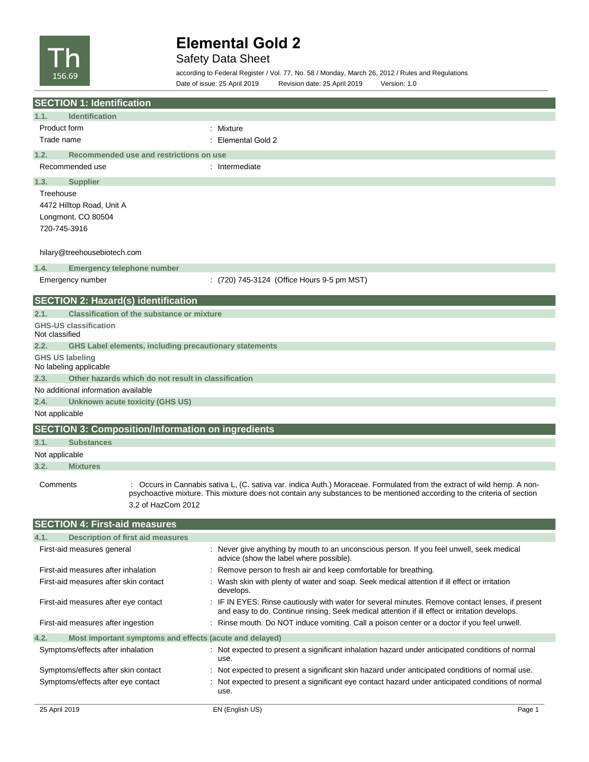Th
156.69

# Elemental Gold 2

Safety Data Sheet

according to Federal Register / Vol. 77, No. 58 / Monday, March 26, 2012 / Rules and Regulations

Date of issue: 25 April 2019 Revision date: 25 April 2019 Version: 1.0

## SECTION 1: Identification

### 1.1. Identification

| | |
|---|---|
| Product form | : Mixture |
| Trade name | : Elemental Gold 2 |

### 1.2. Recommended use and restrictions on use

| | |
|---|---|
| Recommended use | : Intermediate |

### 1.3. Supplier

Treehouse
4472 Hilltop Road, Unit A
Longmont, CO 80504
720-745-3916

hilary@treehousebiotech.com

### 1.4. Emergency telephone number

| | |
|---|---|
| Emergency number | : (720) 745-3124 (Office Hours 9-5 pm MST) |

## SECTION 2: Hazard(s) identification

### 2.1. Classification of the substance or mixture

**GHS-US classification**

Not classified

### 2.2. GHS Label elements, including precautionary statements

**GHS US labeling**

No labeling applicable

### 2.3. Other hazards which do not result in classification

No additional information available

### 2.4. Unknown acute toxicity (GHS US)

Not applicable

## SECTION 3: Composition/Information on ingredients

### 3.1. Substances

Not applicable

### 3.2. Mixtures

| | |
|---|---|
| Comments | : Occurs in Cannabis sativa L, (C. sativa var. indica Auth.) Moraceae. Formulated from the extract of wild hemp. A non-psychoactive mixture. This mixture does not contain any substances to be mentioned according to the criteria of section 3.2 of HazCom 2012 |

## SECTION 4: First-aid measures

### 4.1. Description of first aid measures

| | |
|---|---|
| First-aid measures general | : Never give anything by mouth to an unconscious person. If you feel unwell, seek medical advice (show the label where possible). |
| First-aid measures after inhalation | : Remove person to fresh air and keep comfortable for breathing. |
| First-aid measures after skin contact | : Wash skin with plenty of water and soap. Seek medical attention if ill effect or irritation develops. |
| First-aid measures after eye contact | : IF IN EYES: Rinse cautiously with water for several minutes. Remove contact lenses, if present and easy to do. Continue rinsing. Seek medical attention if ill effect or irritation develops. |
| First-aid measures after ingestion | : Rinse mouth. Do NOT induce vomiting. Call a poison center or a doctor if you feel unwell. |

### 4.2. Most important symptoms and effects (acute and delayed)

| | |
|---|---|
| Symptoms/effects after inhalation | : Not expected to present a significant inhalation hazard under anticipated conditions of normal use. |
| Symptoms/effects after skin contact | : Not expected to present a significant skin hazard under anticipated conditions of normal use. |
| Symptoms/effects after eye contact | : Not expected to present a significant eye contact hazard under anticipated conditions of normal use. |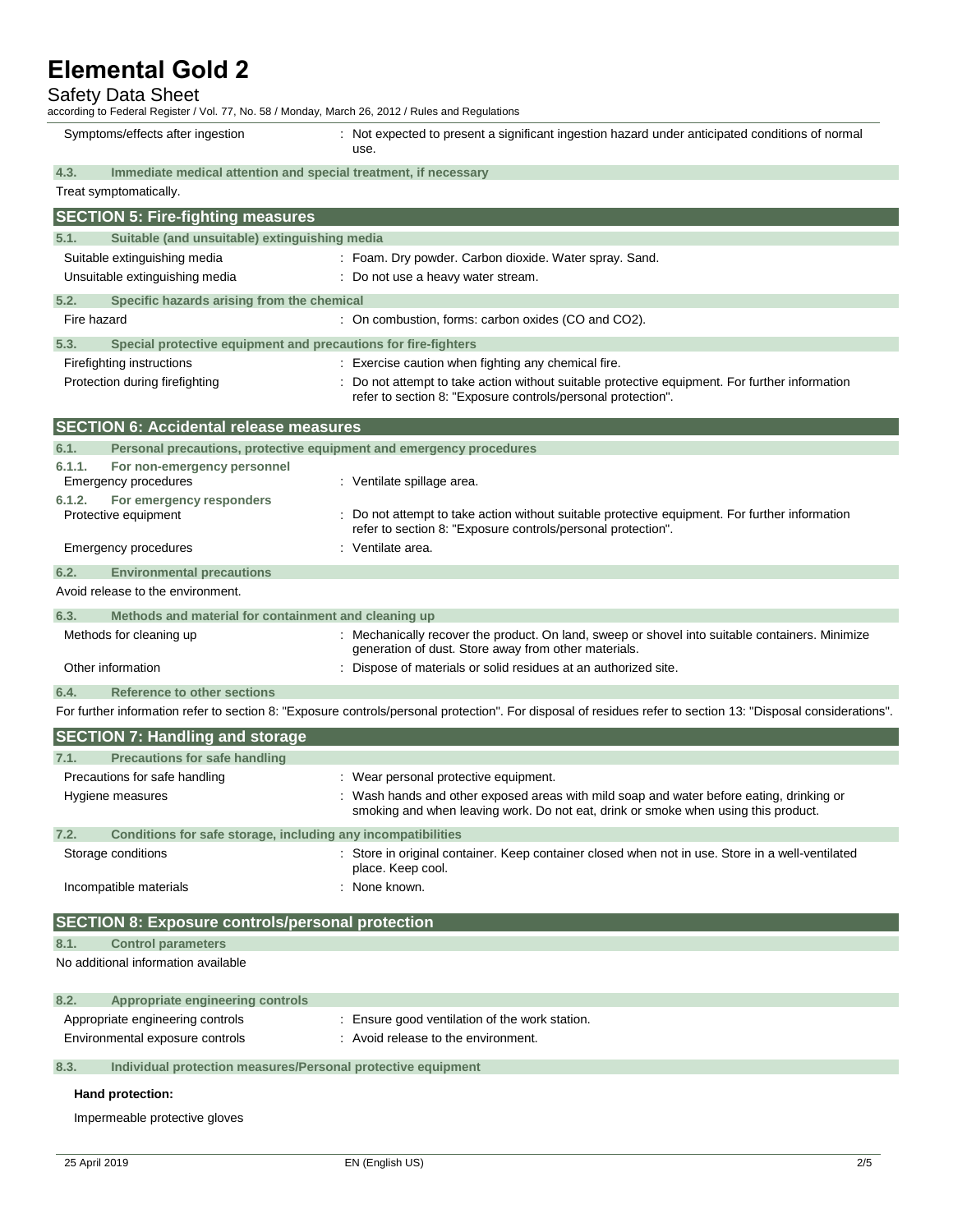| | |
|---|---|
| Symptoms/effects after ingestion | : Not expected to present a significant ingestion hazard under anticipated conditions of normal use. |

### 4.3. Immediate medical attention and special treatment, if necessary

Treat symptomatically.

## SECTION 5: Fire-fighting measures

### 5.1. Suitable (and unsuitable) extinguishing media

| | |
|---|---|
| Suitable extinguishing media | : Foam. Dry powder. Carbon dioxide. Water spray. Sand. |
| Unsuitable extinguishing media | : Do not use a heavy water stream. |

### 5.2. Specific hazards arising from the chemical

| | |
|---|---|
| Fire hazard | : On combustion, forms: carbon oxides (CO and $CO_2$). |

### 5.3. Special protective equipment and precautions for fire-fighters

| | |
|---|---|
| Firefighting instructions | : Exercise caution when fighting any chemical fire. |
| Protection during firefighting | : Do not attempt to take action without suitable protective equipment. For further information refer to section 8: "Exposure controls/personal protection". |

## SECTION 6: Accidental release measures

### 6.1. Personal precautions, protective equipment and emergency procedures

#### 6.1.1. For non-emergency personnel

| | |
|---|---|
| Emergency procedures | : Ventilate spillage area. |

#### 6.1.2. For emergency responders

| | |
|---|---|
| Protective equipment | : Do not attempt to take action without suitable protective equipment. For further information refer to section 8: "Exposure controls/personal protection". |
| Emergency procedures | : Ventilate area. |

### 6.2. Environmental precautions

Avoid release to the environment.

### 6.3. Methods and material for containment and cleaning up

| | |
|---|---|
| Methods for cleaning up | : Mechanically recover the product. On land, sweep or shovel into suitable containers. Minimize generation of dust. Store away from other materials. |
| Other information | : Dispose of materials or solid residues at an authorized site. |

### 6.4. Reference to other sections

For further information refer to section 8: "Exposure controls/personal protection". For disposal of residues refer to section 13: "Disposal considerations".

## SECTION 7: Handling and storage

### 7.1. Precautions for safe handling

| | |
|---|---|
| Precautions for safe handling | : Wear personal protective equipment. |
| Hygiene measures | : Wash hands and other exposed areas with mild soap and water before eating, drinking or smoking and when leaving work. Do not eat, drink or smoke when using this product. |

### 7.2. Conditions for safe storage, including any incompatibilities

| | |
|---|---|
| Storage conditions | : Store in original container. Keep container closed when not in use. Store in a well-ventilated place. Keep cool. |
| Incompatible materials | : None known. |

## SECTION 8: Exposure controls/personal protection

### 8.1. Control parameters

No additional information available

### 8.2. Appropriate engineering controls

| | |
|---|---|
| Appropriate engineering controls | : Ensure good ventilation of the work station. |
| Environmental exposure controls | : Avoid release to the environment. |

### 8.3. Individual protection measures/Personal protective equipment

**Hand protection:**

Impermeable protective gloves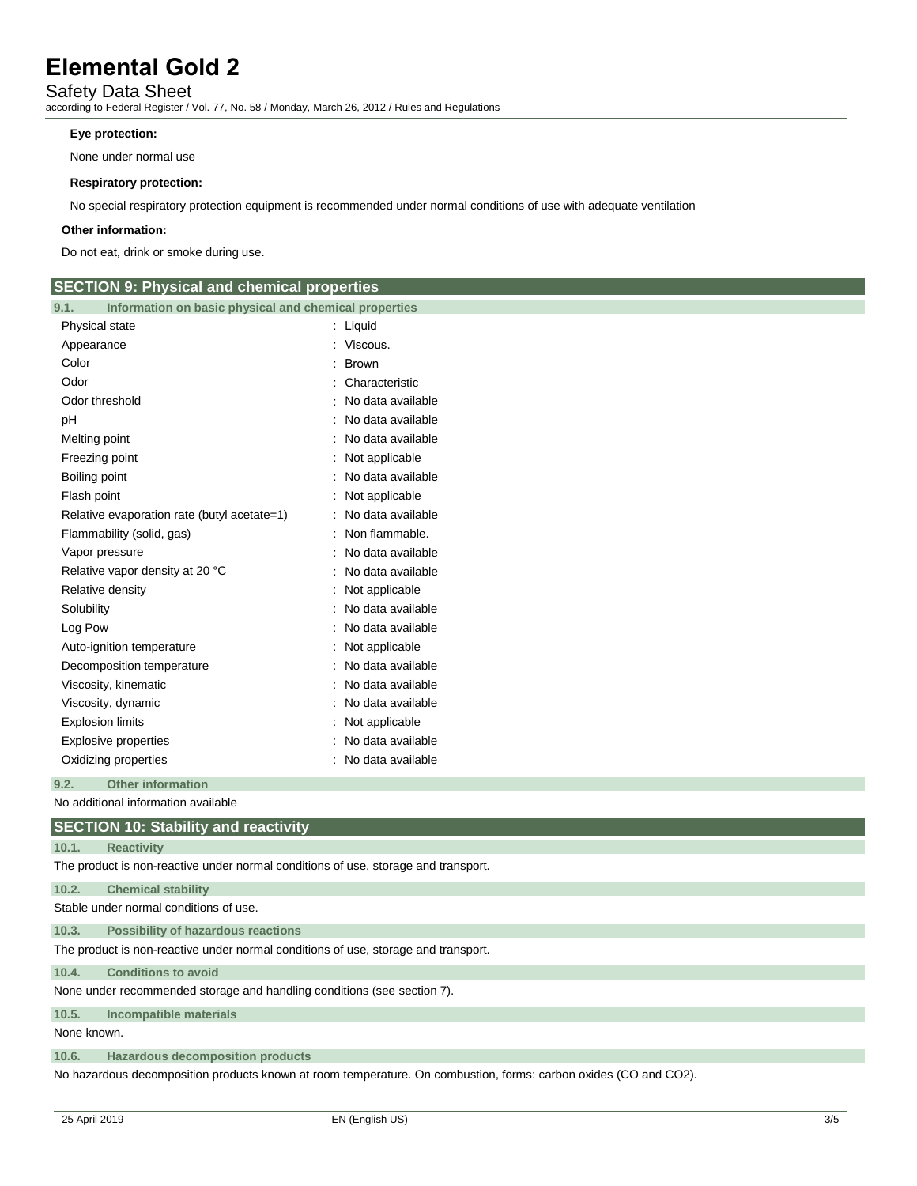**Eye protection:**

None under normal use

**Respiratory protection:**

No special respiratory protection equipment is recommended under normal conditions of use with adequate ventilation

**Other information:**

Do not eat, drink or smoke during use.

## SECTION 9: Physical and chemical properties

### 9.1. Information on basic physical and chemical properties

| Property | Value |
|---|---|
| Physical state | : Liquid |
| Appearance | : Viscous. |
| Color | : Brown |
| Odor | : Characteristic |
| Odor threshold | : No data available |
| pH | : No data available |
| Melting point | : No data available |
| Freezing point | : Not applicable |
| Boiling point | : No data available |
| Flash point | : Not applicable |
| Relative evaporation rate (butyl acetate=1) | : No data available |
| Flammability (solid, gas) | : Non flammable. |
| Vapor pressure | : No data available |
| Relative vapor density at 20 °C | : No data available |
| Relative density | : Not applicable |
| Solubility | : No data available |
| Log Pow | : No data available |
| Auto-ignition temperature | : Not applicable |
| Decomposition temperature | : No data available |
| Viscosity, kinematic | : No data available |
| Viscosity, dynamic | : No data available |
| Explosion limits | : Not applicable |
| Explosive properties | : No data available |
| Oxidizing properties | : No data available |

### 9.2. Other information

No additional information available

## SECTION 10: Stability and reactivity

### 10.1. Reactivity

The product is non-reactive under normal conditions of use, storage and transport.

### 10.2. Chemical stability

Stable under normal conditions of use.

### 10.3. Possibility of hazardous reactions

The product is non-reactive under normal conditions of use, storage and transport.

### 10.4. Conditions to avoid

None under recommended storage and handling conditions (see section 7).

### 10.5. Incompatible materials

None known.

### 10.6. Hazardous decomposition products

No hazardous decomposition products known at room temperature. On combustion, forms: carbon oxides (CO and $CO_2$).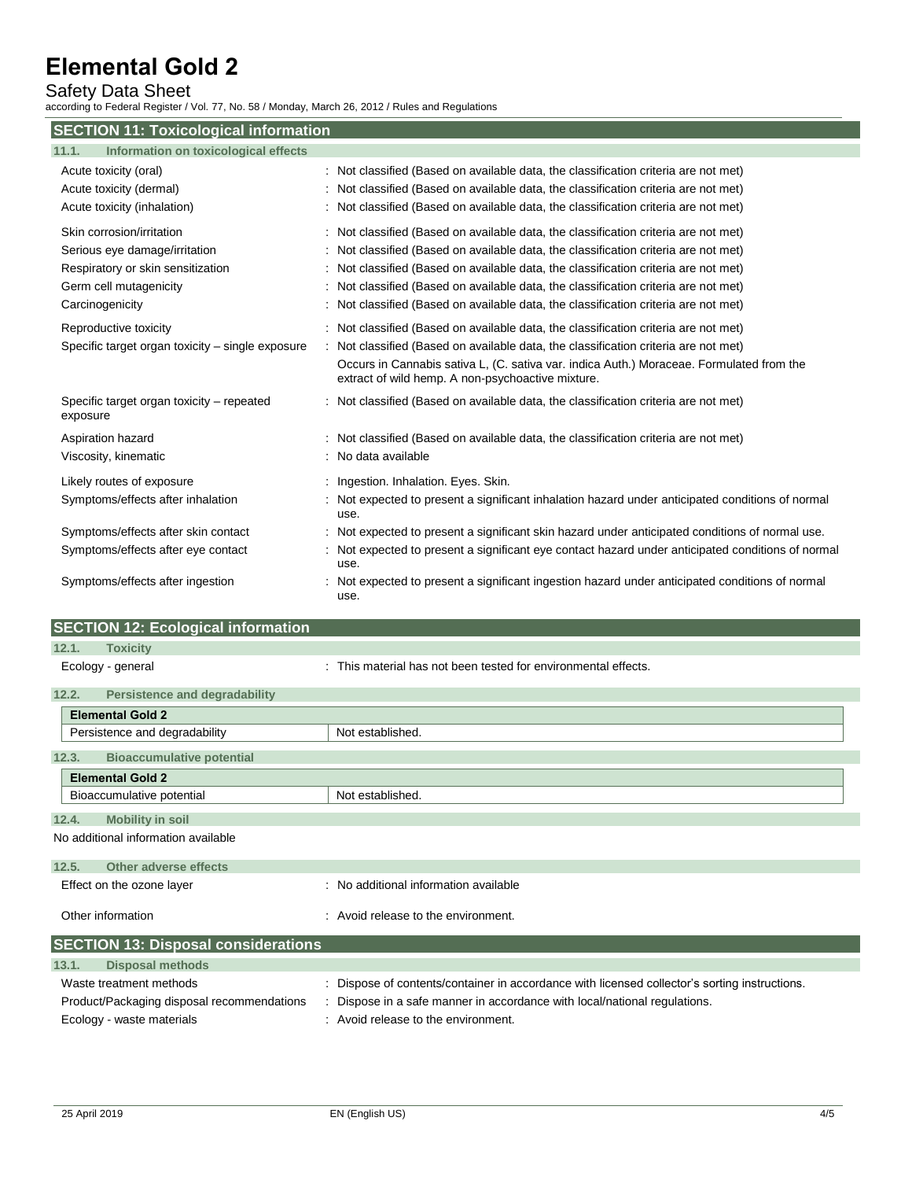## SECTION 11: Toxicological information

### 11.1. Information on toxicological effects

| | |
|---|---|
| Acute toxicity (oral) | : Not classified (Based on available data, the classification criteria are not met) |
| Acute toxicity (dermal) | : Not classified (Based on available data, the classification criteria are not met) |
| Acute toxicity (inhalation) | : Not classified (Based on available data, the classification criteria are not met) |
| Skin corrosion/irritation | : Not classified (Based on available data, the classification criteria are not met) |
| Serious eye damage/irritation | : Not classified (Based on available data, the classification criteria are not met) |
| Respiratory or skin sensitization | : Not classified (Based on available data, the classification criteria are not met) |
| Germ cell mutagenicity | : Not classified (Based on available data, the classification criteria are not met) |
| Carcinogenicity | : Not classified (Based on available data, the classification criteria are not met) |
| Reproductive toxicity | : Not classified (Based on available data, the classification criteria are not met) |
| Specific target organ toxicity – single exposure | : Not classified (Based on available data, the classification criteria are not met)<br>Occurs in Cannabis sativa L, (C. sativa var. indica Auth.) Moraceae. Formulated from the extract of wild hemp. A non-psychoactive mixture. |
| Specific target organ toxicity – repeated exposure | : Not classified (Based on available data, the classification criteria are not met) |
| Aspiration hazard | : Not classified (Based on available data, the classification criteria are not met) |
| Viscosity, kinematic | : No data available |
| Likely routes of exposure | : Ingestion. Inhalation. Eyes. Skin. |
| Symptoms/effects after inhalation | : Not expected to present a significant inhalation hazard under anticipated conditions of normal use. |
| Symptoms/effects after skin contact | : Not expected to present a significant skin hazard under anticipated conditions of normal use. |
| Symptoms/effects after eye contact | : Not expected to present a significant eye contact hazard under anticipated conditions of normal use. |
| Symptoms/effects after ingestion | : Not expected to present a significant ingestion hazard under anticipated conditions of normal use. |

## SECTION 12: Ecological information

### 12.1. Toxicity

Ecology - general : This material has not been tested for environmental effects.

### 12.2. Persistence and degradability

| Elemental Gold 2 | |
|---|---|
| Persistence and degradability | Not established. |

### 12.3. Bioaccumulative potential

| Elemental Gold 2 | |
|---|---|
| Bioaccumulative potential | Not established. |

### 12.4. Mobility in soil

No additional information available

### 12.5. Other adverse effects

| | |
|---|---|
| Effect on the ozone layer | : No additional information available |
| Other information | : Avoid release to the environment. |

## SECTION 13: Disposal considerations

### 13.1. Disposal methods

| | |
|---|---|
| Waste treatment methods | : Dispose of contents/container in accordance with licensed collector's sorting instructions. |
| Product/Packaging disposal recommendations | : Dispose in a safe manner in accordance with local/national regulations. |
| Ecology - waste materials | : Avoid release to the environment. |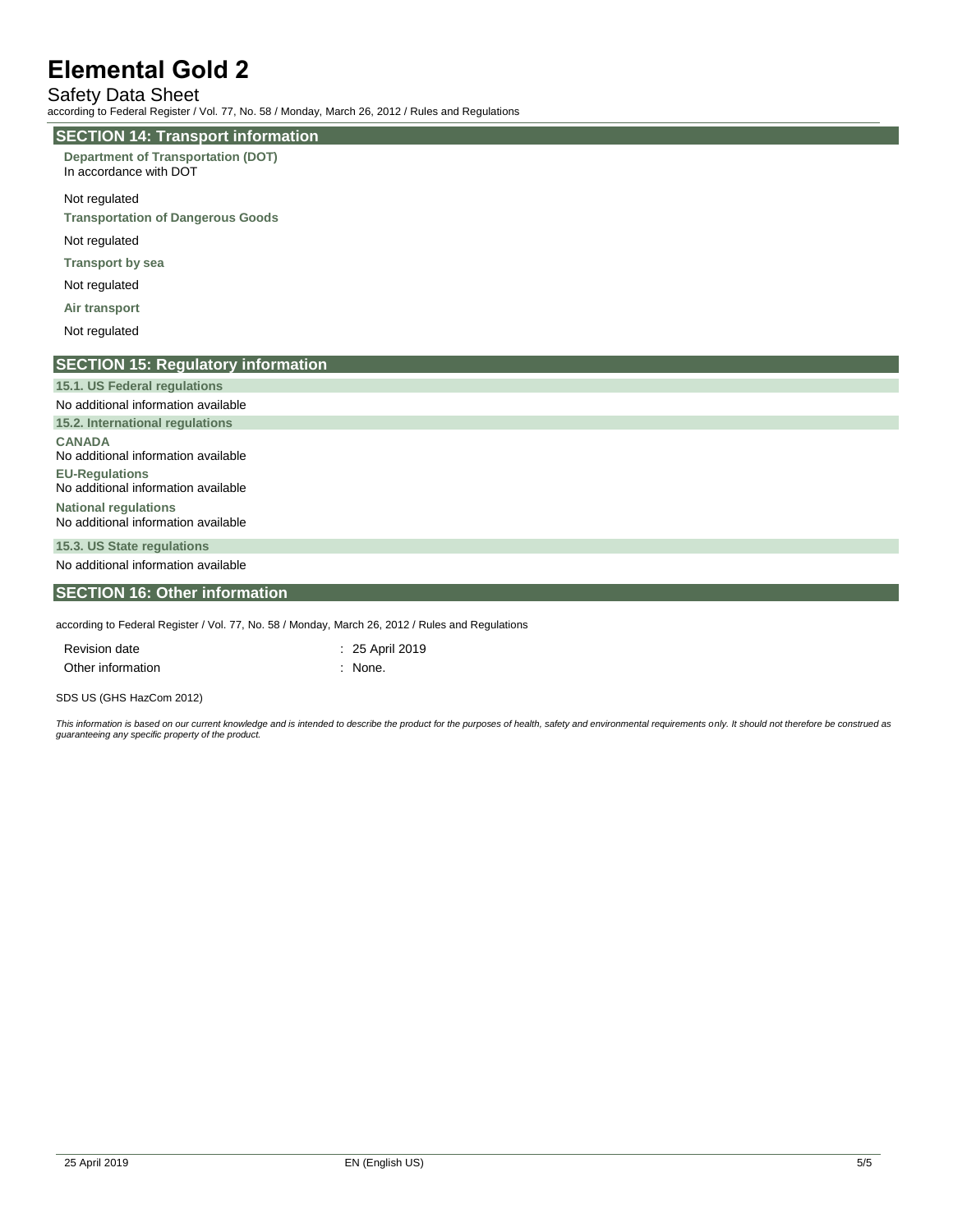## SECTION 14: Transport information

**Department of Transportation (DOT)**
In accordance with DOT

Not regulated

**Transportation of Dangerous Goods**

Not regulated

**Transport by sea**

Not regulated

**Air transport**

Not regulated

## SECTION 15: Regulatory information

### 15.1. US Federal regulations

No additional information available

### 15.2. International regulations

**CANADA**
No additional information available

**EU-Regulations**
No additional information available

**National regulations**
No additional information available

### 15.3. US State regulations

No additional information available

## SECTION 16: Other information

according to Federal Register / Vol. 77, No. 58 / Monday, March 26, 2012 / Rules and Regulations

| | |
|---|---|
| Revision date | : 25 April 2019 |
| Other information | : None. |

SDS US (GHS HazCom 2012)

*This information is based on our current knowledge and is intended to describe the product for the purposes of health, safety and environmental requirements only. It should not therefore be construed as guaranteeing any specific property of the product.*